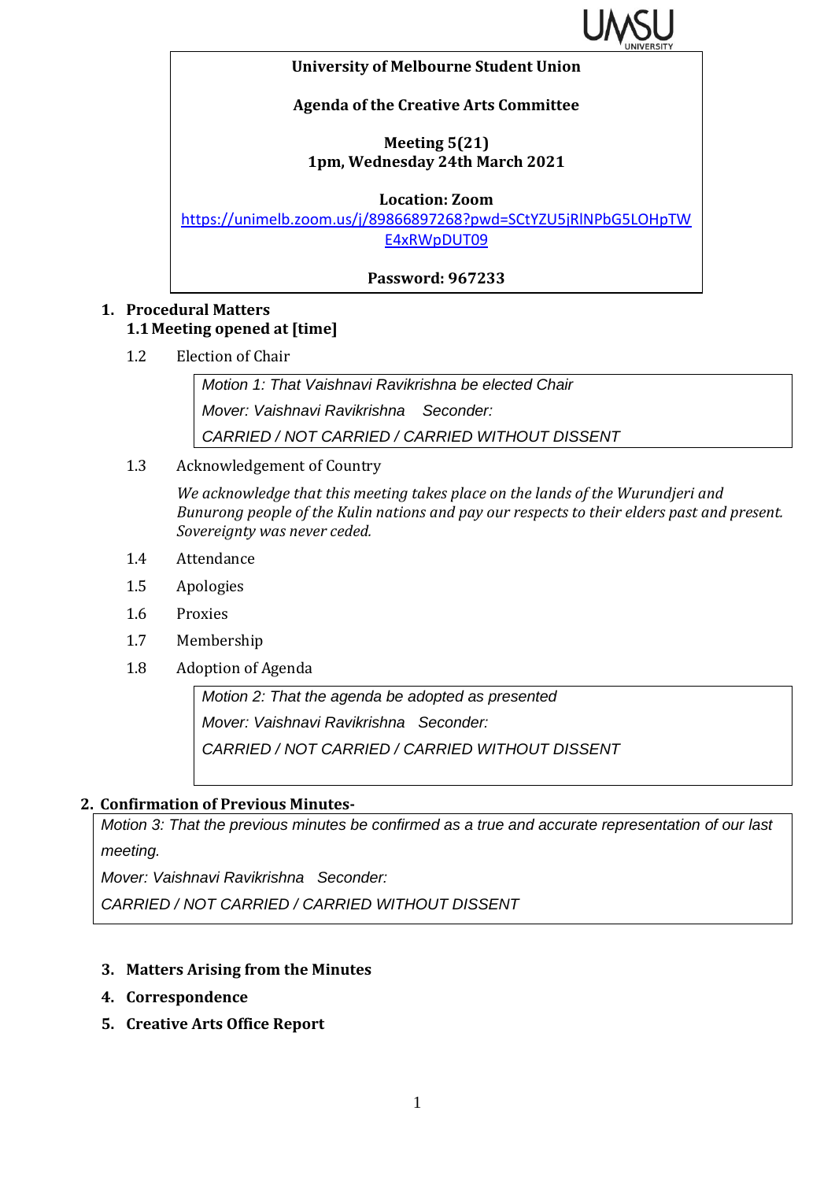**University of Melbourne Student Union**

**Agenda of the Creative Arts Committee**

**Meeting 5(21)**
**1pm, Wednesday 24th March 2021**

**Location: Zoom**
https://unimelb.zoom.us/j/89866897268?pwd=SCtYZU5jRlNPbG5LOHpTWE4xRWpDUT09

**Password: 967233**

1. **Procedural Matters**

   **1.1 Meeting opened at [time]**

   1.2 Election of Chair

   > *Motion 1: That Vaishnavi Ravikrishna be elected Chair*
   > *Mover: Vaishnavi Ravikrishna Seconder:*
   > *CARRIED / NOT CARRIED / CARRIED WITHOUT DISSENT*

   1.3 Acknowledgement of Country

   *We acknowledge that this meeting takes place on the lands of the Wurundjeri and Bunurong people of the Kulin nations and pay our respects to their elders past and present. Sovereignty was never ceded.*

   1.4 Attendance

   1.5 Apologies

   1.6 Proxies

   1.7 Membership

   1.8 Adoption of Agenda

   > *Motion 2: That the agenda be adopted as presented*
   > *Mover: Vaishnavi Ravikrishna Seconder:*
   > *CARRIED / NOT CARRIED / CARRIED WITHOUT DISSENT*

2. **Confirmation of Previous Minutes-**

   > *Motion 3: That the previous minutes be confirmed as a true and accurate representation of our last meeting.*
   > *Mover: Vaishnavi Ravikrishna Seconder:*
   > *CARRIED / NOT CARRIED / CARRIED WITHOUT DISSENT*

3. **Matters Arising from the Minutes**
4. **Correspondence**
5. **Creative Arts Office Report**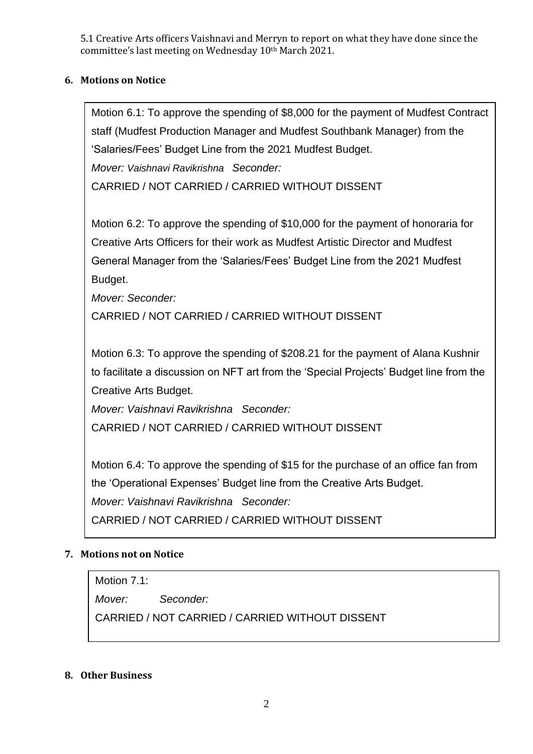5.1 Creative Arts officers Vaishnavi and Merryn to report on what they have done since the committee's last meeting on Wednesday 10th March 2021.

## 6. Motions on Notice

Motion 6.1: To approve the spending of $8,000 for the payment of Mudfest Contract staff (Mudfest Production Manager and Mudfest Southbank Manager) from the 'Salaries/Fees' Budget Line from the 2021 Mudfest Budget.

*Mover: Vaishnavi Ravikrishna Seconder:*

CARRIED / NOT CARRIED / CARRIED WITHOUT DISSENT

Motion 6.2: To approve the spending of $10,000 for the payment of honoraria for Creative Arts Officers for their work as Mudfest Artistic Director and Mudfest General Manager from the 'Salaries/Fees' Budget Line from the 2021 Mudfest Budget.

*Mover: Seconder:*

CARRIED / NOT CARRIED / CARRIED WITHOUT DISSENT

Motion 6.3: To approve the spending of $208.21 for the payment of Alana Kushnir to facilitate a discussion on NFT art from the 'Special Projects' Budget line from the Creative Arts Budget.

*Mover: Vaishnavi Ravikrishna Seconder:*

CARRIED / NOT CARRIED / CARRIED WITHOUT DISSENT

Motion 6.4: To approve the spending of $15 for the purchase of an office fan from the 'Operational Expenses' Budget line from the Creative Arts Budget.

*Mover: Vaishnavi Ravikrishna Seconder:*

CARRIED / NOT CARRIED / CARRIED WITHOUT DISSENT

## 7. Motions not on Notice

Motion 7.1:

*Mover: Seconder:*

CARRIED / NOT CARRIED / CARRIED WITHOUT DISSENT

## 8. Other Business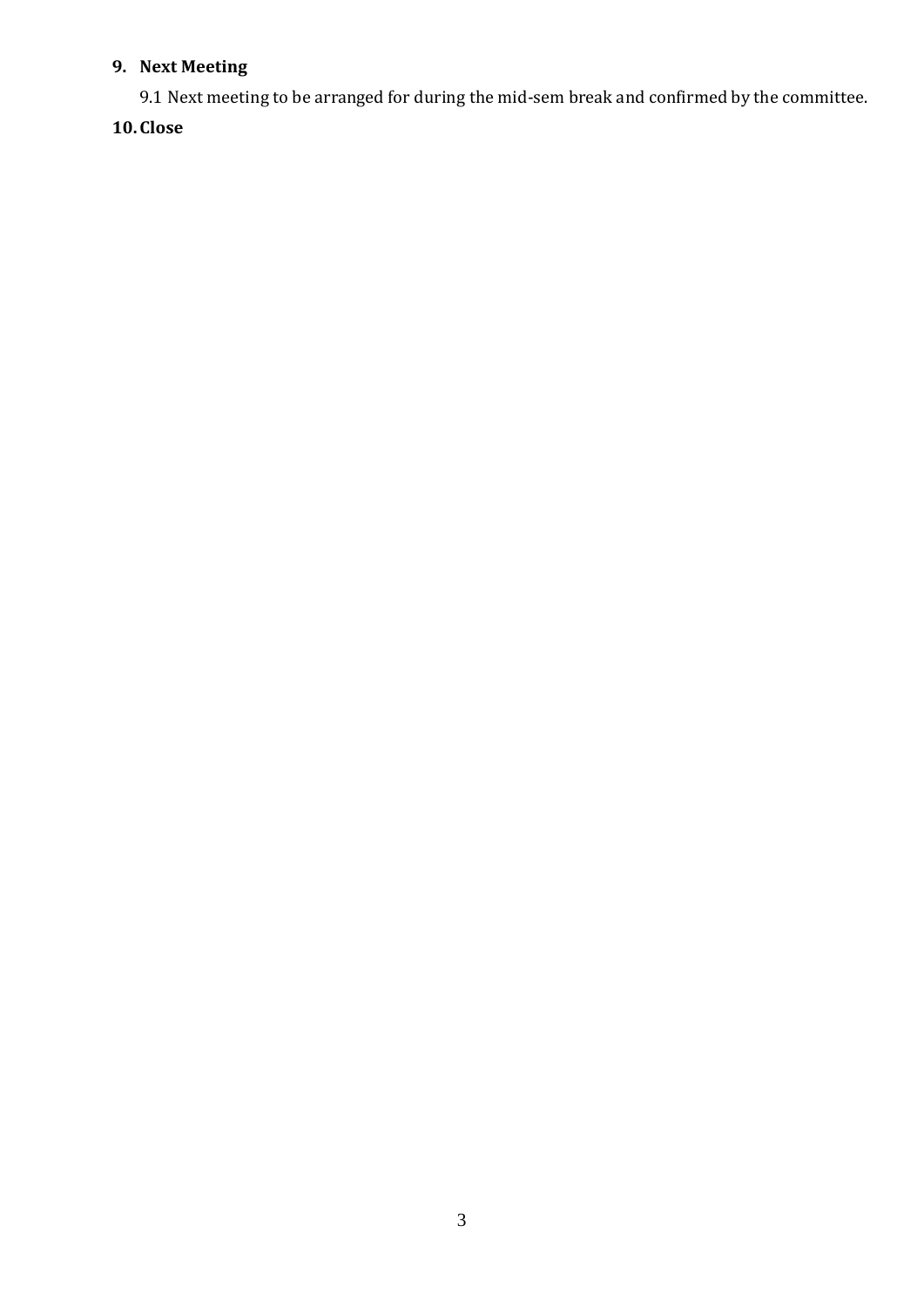**9. Next Meeting**

9.1 Next meeting to be arranged for during the mid-sem break and confirmed by the committee.

**10. Close**